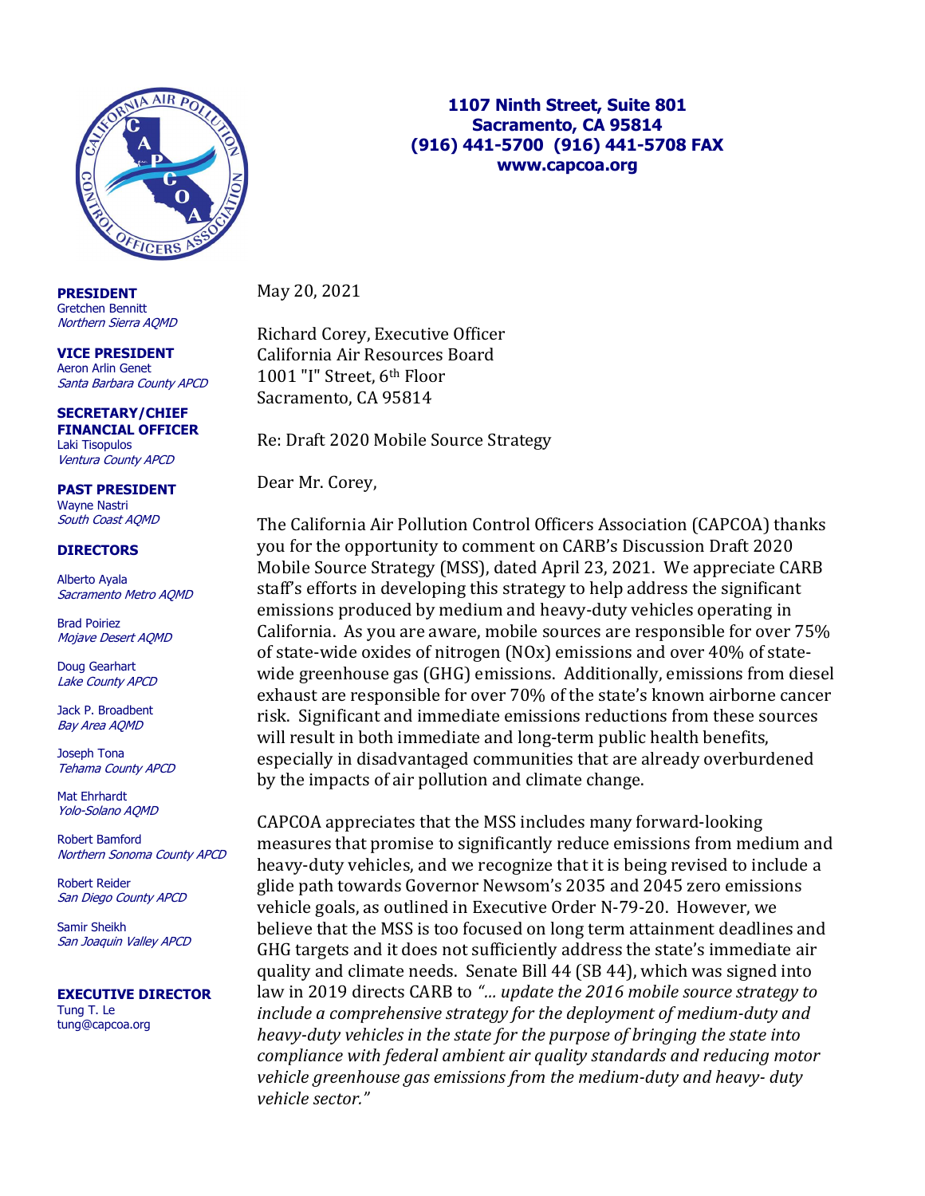1107 Ninth Street, Suite 801
Sacramento, CA 95814
(916) 441-5700 (916) 441-5708 FAX
www.capcoa.org

**PRESIDENT**
Gretchen Bennitt
*Northern Sierra AQMD*

**VICE PRESIDENT**
Aeron Arlin Genet
*Santa Barbara County APCD*

**SECRETARY/CHIEF FINANCIAL OFFICER**
Laki Tisopulos
*Ventura County APCD*

**PAST PRESIDENT**
Wayne Nastri
*South Coast AQMD*

**DIRECTORS**

Alberto Ayala
*Sacramento Metro AQMD*

Brad Poiriez
*Mojave Desert AQMD*

Doug Gearhart
*Lake County APCD*

Jack P. Broadbent
*Bay Area AQMD*

Joseph Tona
*Tehama County APCD*

Mat Ehrhardt
*Yolo-Solano AQMD*

Robert Bamford
*Northern Sonoma County APCD*

Robert Reider
*San Diego County APCD*

Samir Sheikh
*San Joaquin Valley APCD*

**EXECUTIVE DIRECTOR**
Tung T. Le
tung@capcoa.org

May 20, 2021

Richard Corey, Executive Officer
California Air Resources Board
1001 "I" Street, 6th Floor
Sacramento, CA 95814

Re: Draft 2020 Mobile Source Strategy

Dear Mr. Corey,

The California Air Pollution Control Officers Association (CAPCOA) thanks you for the opportunity to comment on CARB's Discussion Draft 2020 Mobile Source Strategy (MSS), dated April 23, 2021. We appreciate CARB staff's efforts in developing this strategy to help address the significant emissions produced by medium and heavy-duty vehicles operating in California. As you are aware, mobile sources are responsible for over 75% of state-wide oxides of nitrogen (NOx) emissions and over 40% of state-wide greenhouse gas (GHG) emissions. Additionally, emissions from diesel exhaust are responsible for over 70% of the state's known airborne cancer risk. Significant and immediate emissions reductions from these sources will result in both immediate and long-term public health benefits, especially in disadvantaged communities that are already overburdened by the impacts of air pollution and climate change.

CAPCOA appreciates that the MSS includes many forward-looking measures that promise to significantly reduce emissions from medium and heavy-duty vehicles, and we recognize that it is being revised to include a glide path towards Governor Newsom's 2035 and 2045 zero emissions vehicle goals, as outlined in Executive Order N-79-20. However, we believe that the MSS is too focused on long term attainment deadlines and GHG targets and it does not sufficiently address the state's immediate air quality and climate needs. Senate Bill 44 (SB 44), which was signed into law in 2019 directs CARB to *"... update the 2016 mobile source strategy to include a comprehensive strategy for the deployment of medium-duty and heavy-duty vehicles in the state for the purpose of bringing the state into compliance with federal ambient air quality standards and reducing motor vehicle greenhouse gas emissions from the medium-duty and heavy- duty vehicle sector."*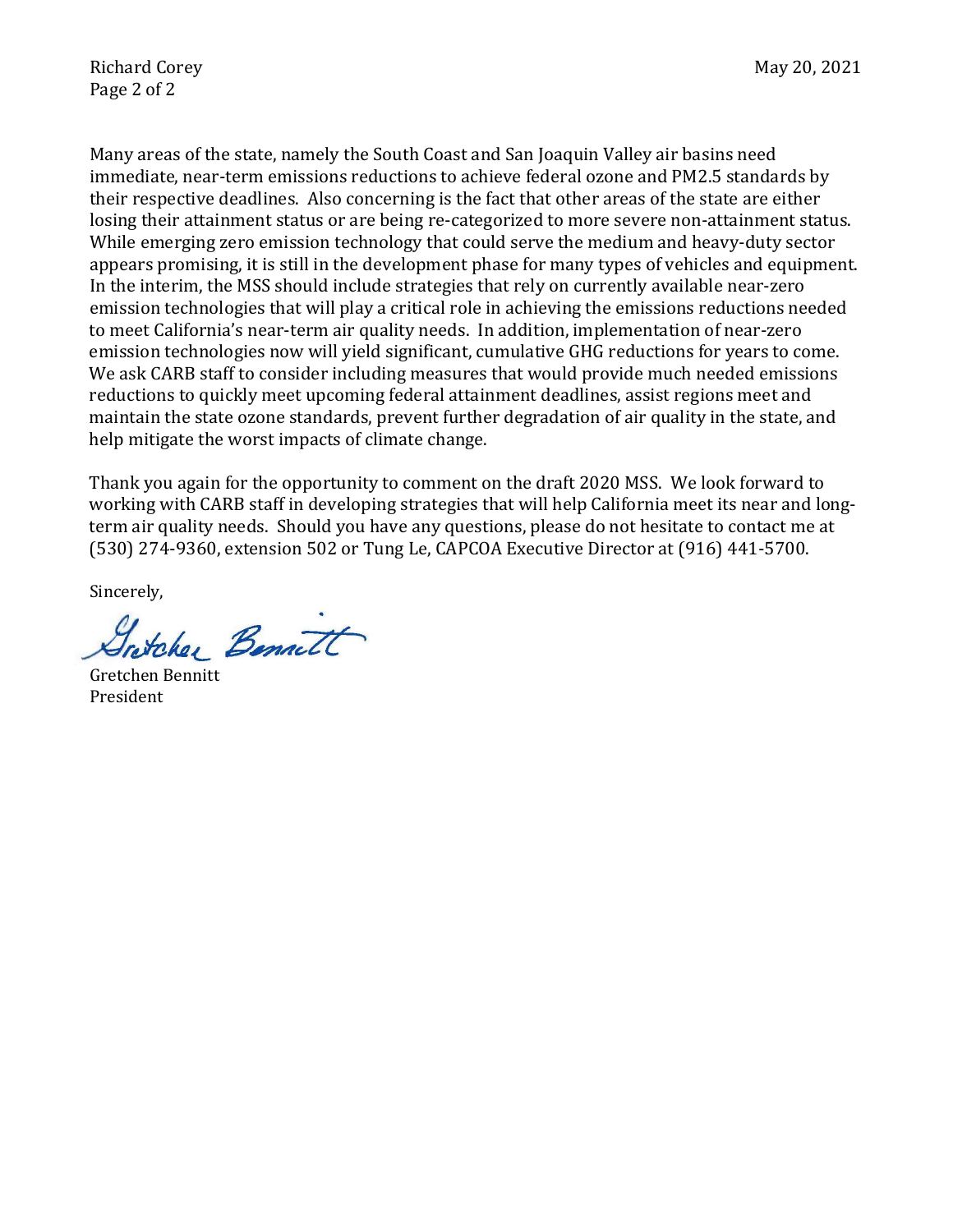Many areas of the state, namely the South Coast and San Joaquin Valley air basins need immediate, near-term emissions reductions to achieve federal ozone and PM2.5 standards by their respective deadlines. Also concerning is the fact that other areas of the state are either losing their attainment status or are being re-categorized to more severe non-attainment status. While emerging zero emission technology that could serve the medium and heavy-duty sector appears promising, it is still in the development phase for many types of vehicles and equipment. In the interim, the MSS should include strategies that rely on currently available near-zero emission technologies that will play a critical role in achieving the emissions reductions needed to meet California's near-term air quality needs. In addition, implementation of near-zero emission technologies now will yield significant, cumulative GHG reductions for years to come. We ask CARB staff to consider including measures that would provide much needed emissions reductions to quickly meet upcoming federal attainment deadlines, assist regions meet and maintain the state ozone standards, prevent further degradation of air quality in the state, and help mitigate the worst impacts of climate change.

Thank you again for the opportunity to comment on the draft 2020 MSS. We look forward to working with CARB staff in developing strategies that will help California meet its near and long-term air quality needs. Should you have any questions, please do not hesitate to contact me at (530) 274-9360, extension 502 or Tung Le, CAPCOA Executive Director at (916) 441-5700.

Sincerely,

Gretchen Bennitt

Gretchen Bennitt
President